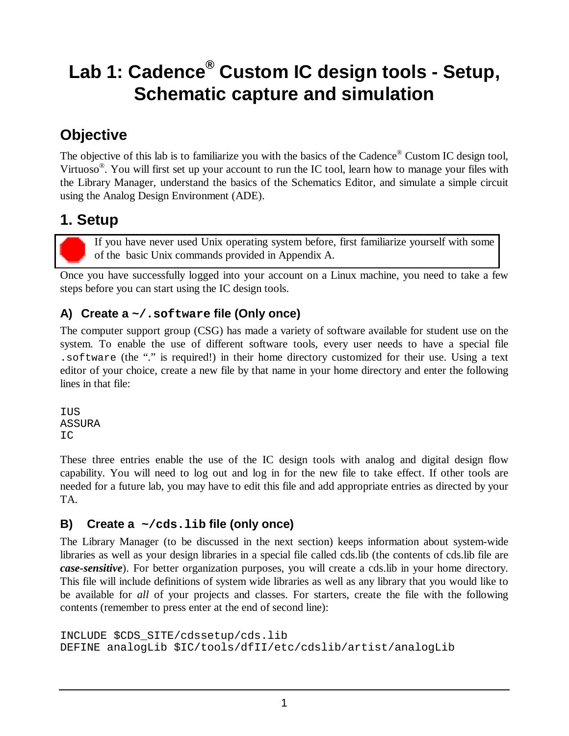# Lab 1: Cadence® Custom IC design tools - Setup, Schematic capture and simulation

## Objective

The objective of this lab is to familiarize you with the basics of the Cadence® Custom IC design tool, Virtuoso®. You will first set up your account to run the IC tool, learn how to manage your files with the Library Manager, understand the basics of the Schematics Editor, and simulate a simple circuit using the Analog Design Environment (ADE).

## 1. Setup

> If you have never used Unix operating system before, first familiarize yourself with some of the basic Unix commands provided in Appendix A.

Once you have successfully logged into your account on a Linux machine, you need to take a few steps before you can start using the IC design tools.

### A) Create a `~/.software` file (Only once)

The computer support group (CSG) has made a variety of software available for student use on the system. To enable the use of different software tools, every user needs to have a special file `.software` (the "." is required!) in their home directory customized for their use. Using a text editor of your choice, create a new file by that name in your home directory and enter the following lines in that file:

```
IUS
ASSURA
IC
```

These three entries enable the use of the IC design tools with analog and digital design flow capability. You will need to log out and log in for the new file to take effect. If other tools are needed for a future lab, you may have to edit this file and add appropriate entries as directed by your TA.

### B) Create a `~/cds.lib` file (only once)

The Library Manager (to be discussed in the next section) keeps information about system-wide libraries as well as your design libraries in a special file called cds.lib (the contents of cds.lib file are ***case-sensitive***). For better organization purposes, you will create a cds.lib in your home directory. This file will include definitions of system wide libraries as well as any library that you would like to be available for *all* of your projects and classes. For starters, create the file with the following contents (remember to press enter at the end of second line):

```
INCLUDE $CDS_SITE/cdssetup/cds.lib
DEFINE analogLib $IC/tools/dfII/etc/cdslib/artist/analogLib
```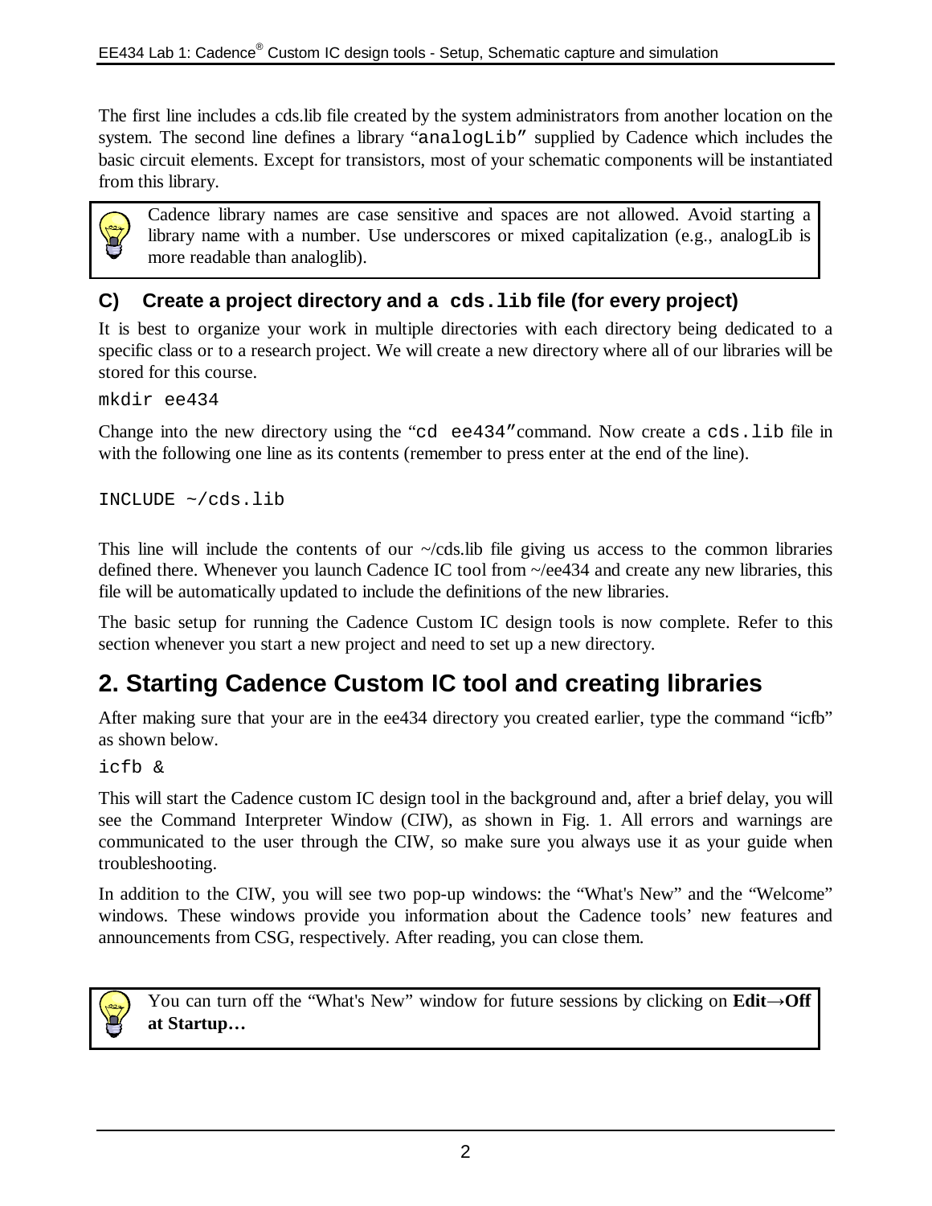The first line includes a cds.lib file created by the system administrators from another location on the system. The second line defines a library "`analogLib`" supplied by Cadence which includes the basic circuit elements. Except for transistors, most of your schematic components will be instantiated from this library.

> Cadence library names are case sensitive and spaces are not allowed. Avoid starting a library name with a number. Use underscores or mixed capitalization (e.g., analogLib is more readable than analoglib).

### C) Create a project directory and a `cds.lib` file (for every project)

It is best to organize your work in multiple directories with each directory being dedicated to a specific class or to a research project. We will create a new directory where all of our libraries will be stored for this course.

```
mkdir ee434
```

Change into the new directory using the "`cd ee434`" command. Now create a `cds.lib` file in with the following one line as its contents (remember to press enter at the end of the line).

```
INCLUDE ~/cds.lib
```

This line will include the contents of our ~/cds.lib file giving us access to the common libraries defined there. Whenever you launch Cadence IC tool from ~/ee434 and create any new libraries, this file will be automatically updated to include the definitions of the new libraries.

The basic setup for running the Cadence Custom IC design tools is now complete. Refer to this section whenever you start a new project and need to set up a new directory.

## 2. Starting Cadence Custom IC tool and creating libraries

After making sure that your are in the ee434 directory you created earlier, type the command "icfb" as shown below.

```
icfb &
```

This will start the Cadence custom IC design tool in the background and, after a brief delay, you will see the Command Interpreter Window (CIW), as shown in Fig. 1. All errors and warnings are communicated to the user through the CIW, so make sure you always use it as your guide when troubleshooting.

In addition to the CIW, you will see two pop-up windows: the "What's New" and the "Welcome" windows. These windows provide you information about the Cadence tools' new features and announcements from CSG, respectively. After reading, you can close them.

> You can turn off the "What's New" window for future sessions by clicking on **Edit→Off at Startup…**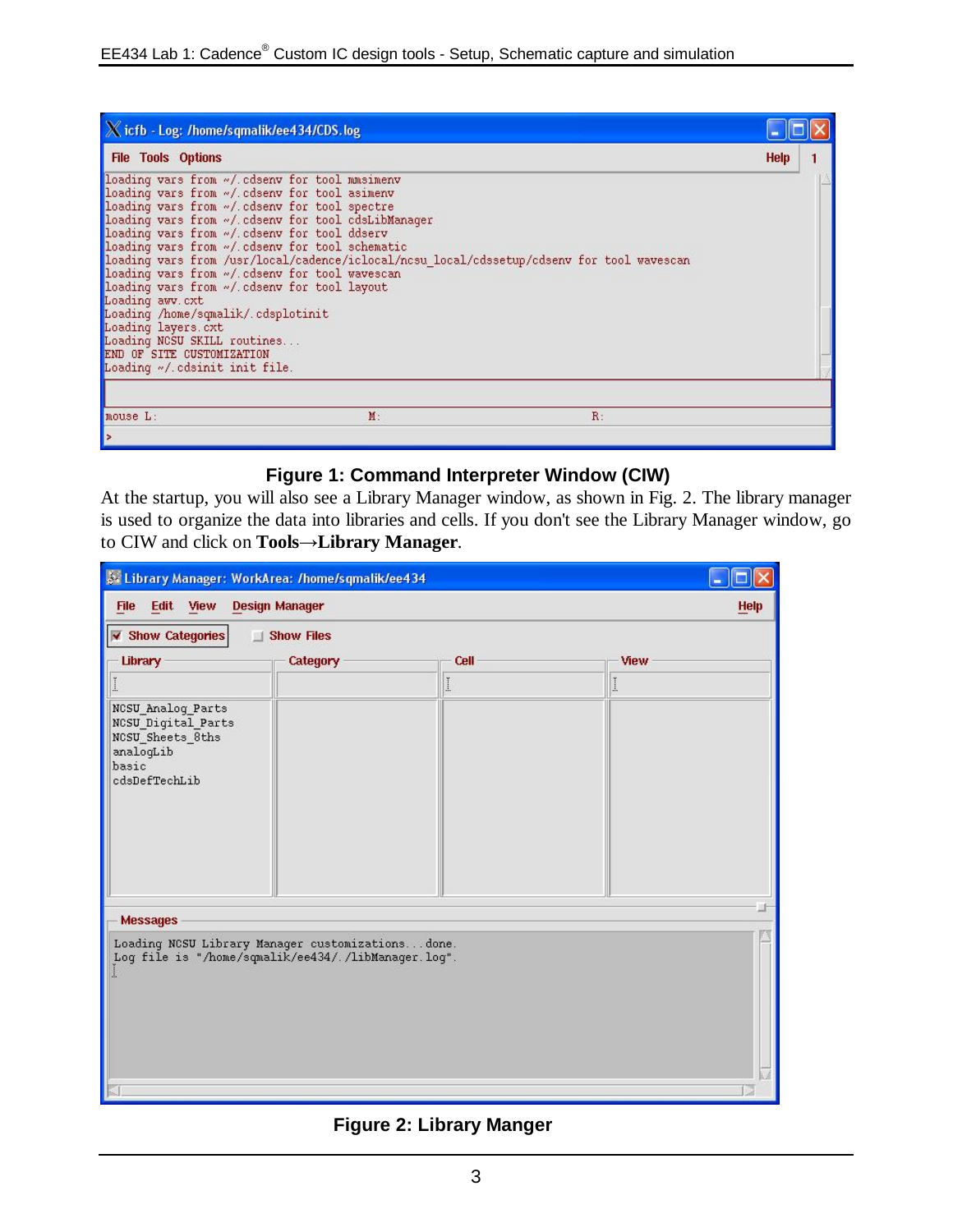**Figure 1: Command Interpreter Window (CIW)**

At the startup, you will also see a Library Manager window, as shown in Fig. 2. The library manager is used to organize the data into libraries and cells. If you don't see the Library Manager window, go to CIW and click on **Tools→Library Manager**.

**Figure 2: Library Manger**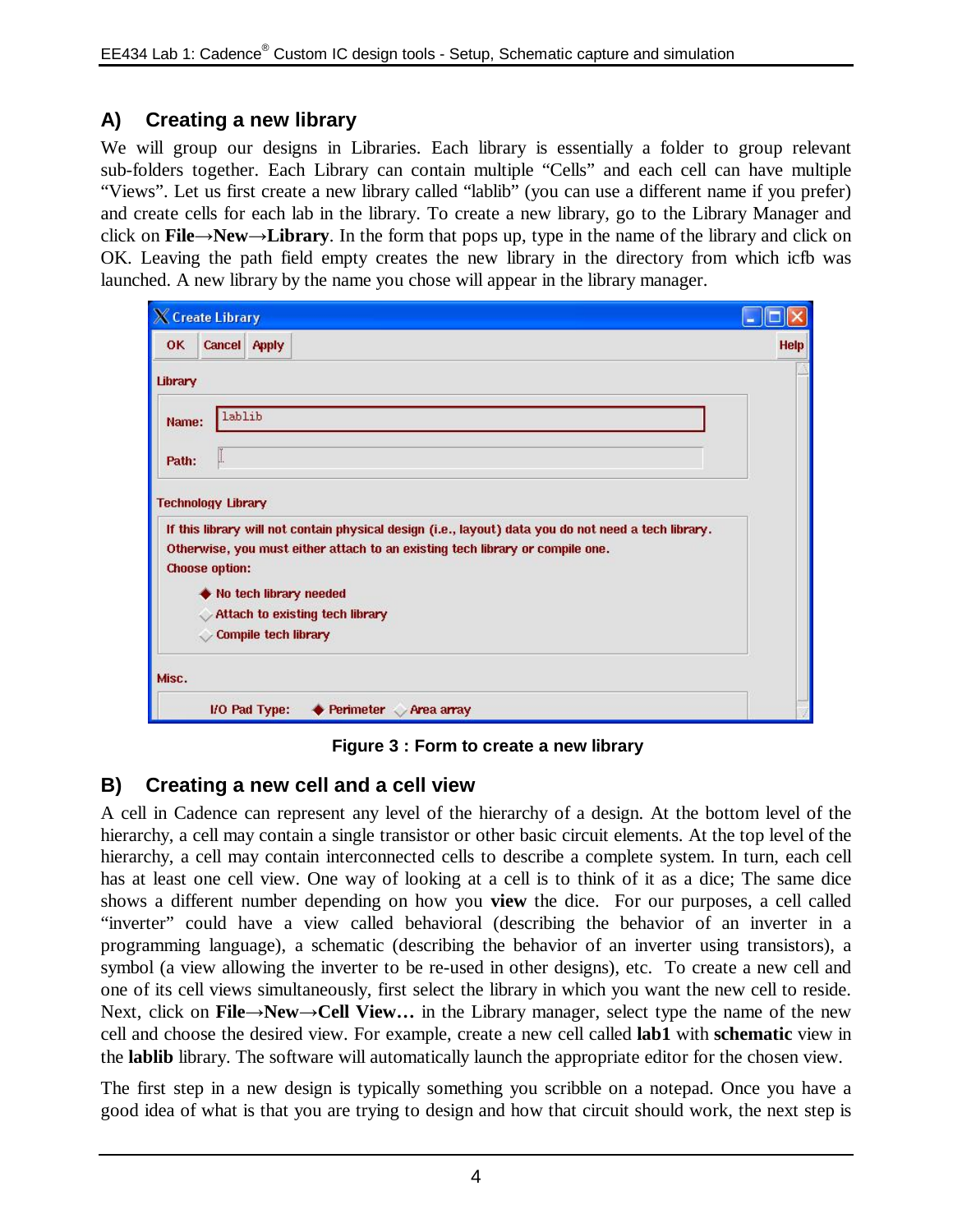## A) Creating a new library

We will group our designs in Libraries. Each library is essentially a folder to group relevant sub-folders together. Each Library can contain multiple "Cells" and each cell can have multiple "Views". Let us first create a new library called "lablib" (you can use a different name if you prefer) and create cells for each lab in the library. To create a new library, go to the Library Manager and click on **File→New→Library**. In the form that pops up, type in the name of the library and click on OK. Leaving the path field empty creates the new library in the directory from which icfb was launched. A new library by the name you chose will appear in the library manager.

**Figure 3 : Form to create a new library**

## B) Creating a new cell and a cell view

A cell in Cadence can represent any level of the hierarchy of a design. At the bottom level of the hierarchy, a cell may contain a single transistor or other basic circuit elements. At the top level of the hierarchy, a cell may contain interconnected cells to describe a complete system. In turn, each cell has at least one cell view. One way of looking at a cell is to think of it as a dice; The same dice shows a different number depending on how you **view** the dice. For our purposes, a cell called "inverter" could have a view called behavioral (describing the behavior of an inverter in a programming language), a schematic (describing the behavior of an inverter using transistors), a symbol (a view allowing the inverter to be re-used in other designs), etc. To create a new cell and one of its cell views simultaneously, first select the library in which you want the new cell to reside. Next, click on **File→New→Cell View…** in the Library manager, select type the name of the new cell and choose the desired view. For example, create a new cell called **lab1** with **schematic** view in the **lablib** library. The software will automatically launch the appropriate editor for the chosen view.

The first step in a new design is typically something you scribble on a notepad. Once you have a good idea of what is that you are trying to design and how that circuit should work, the next step is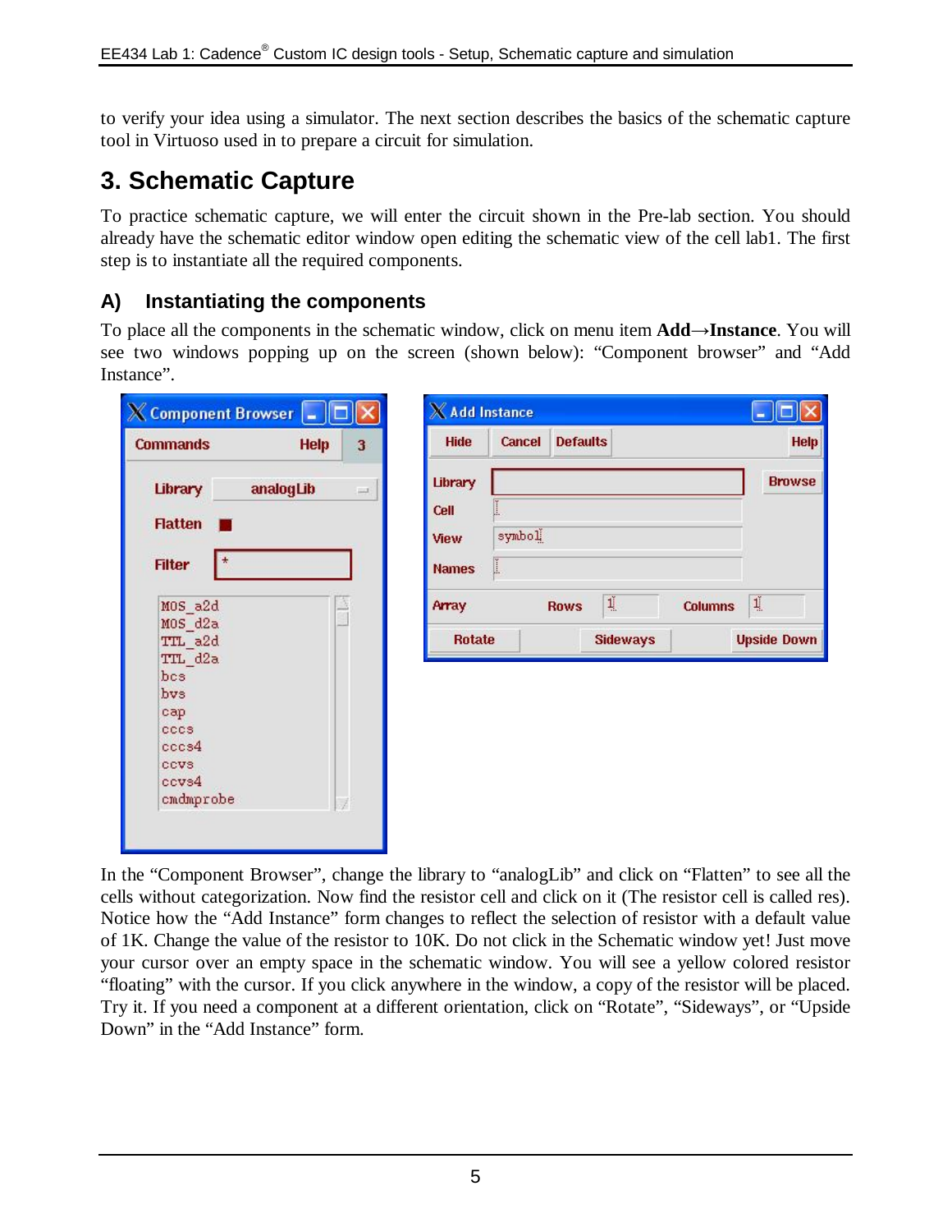to verify your idea using a simulator. The next section describes the basics of the schematic capture tool in Virtuoso used in to prepare a circuit for simulation.

# 3. Schematic Capture

To practice schematic capture, we will enter the circuit shown in the Pre-lab section. You should already have the schematic editor window open editing the schematic view of the cell lab1. The first step is to instantiate all the required components.

## A) Instantiating the components

To place all the components in the schematic window, click on menu item **Add→Instance**. You will see two windows popping up on the screen (shown below): "Component browser" and "Add Instance".

In the "Component Browser", change the library to "analogLib" and click on "Flatten" to see all the cells without categorization. Now find the resistor cell and click on it (The resistor cell is called res). Notice how the "Add Instance" form changes to reflect the selection of resistor with a default value of 1K. Change the value of the resistor to 10K. Do not click in the Schematic window yet! Just move your cursor over an empty space in the schematic window. You will see a yellow colored resistor "floating" with the cursor. If you click anywhere in the window, a copy of the resistor will be placed. Try it. If you need a component at a different orientation, click on "Rotate", "Sideways", or "Upside Down" in the "Add Instance" form.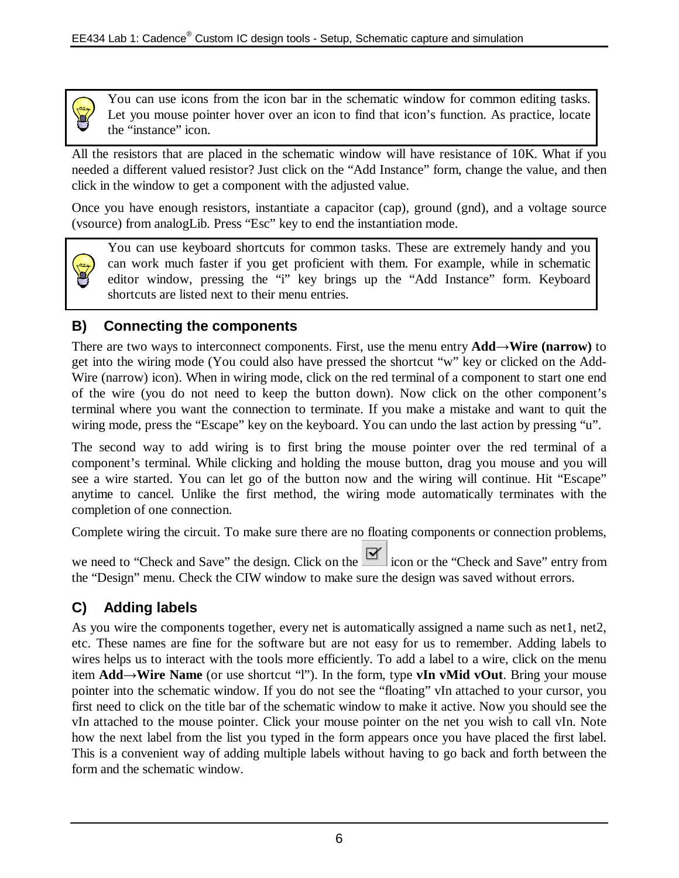> You can use icons from the icon bar in the schematic window for common editing tasks. Let you mouse pointer hover over an icon to find that icon's function. As practice, locate the "instance" icon.

All the resistors that are placed in the schematic window will have resistance of 10K. What if you needed a different valued resistor? Just click on the "Add Instance" form, change the value, and then click in the window to get a component with the adjusted value.

Once you have enough resistors, instantiate a capacitor (cap), ground (gnd), and a voltage source (vsource) from analogLib. Press "Esc" key to end the instantiation mode.

> You can use keyboard shortcuts for common tasks. These are extremely handy and you can work much faster if you get proficient with them. For example, while in schematic editor window, pressing the "i" key brings up the "Add Instance" form. Keyboard shortcuts are listed next to their menu entries.

## B) Connecting the components

There are two ways to interconnect components. First, use the menu entry **Add→Wire (narrow)** to get into the wiring mode (You could also have pressed the shortcut "w" key or clicked on the Add-Wire (narrow) icon). When in wiring mode, click on the red terminal of a component to start one end of the wire (you do not need to keep the button down). Now click on the other component's terminal where you want the connection to terminate. If you make a mistake and want to quit the wiring mode, press the "Escape" key on the keyboard. You can undo the last action by pressing "u".

The second way to add wiring is to first bring the mouse pointer over the red terminal of a component's terminal. While clicking and holding the mouse button, drag you mouse and you will see a wire started. You can let go of the button now and the wiring will continue. Hit "Escape" anytime to cancel. Unlike the first method, the wiring mode automatically terminates with the completion of one connection.

Complete wiring the circuit. To make sure there are no floating components or connection problems, we need to "Check and Save" the design. Click on the icon or the "Check and Save" entry from the "Design" menu. Check the CIW window to make sure the design was saved without errors.

## C) Adding labels

As you wire the components together, every net is automatically assigned a name such as net1, net2, etc. These names are fine for the software but are not easy for us to remember. Adding labels to wires helps us to interact with the tools more efficiently. To add a label to a wire, click on the menu item **Add→Wire Name** (or use shortcut "l"). In the form, type **vIn vMid vOut**. Bring your mouse pointer into the schematic window. If you do not see the "floating" vIn attached to your cursor, you first need to click on the title bar of the schematic window to make it active. Now you should see the vIn attached to the mouse pointer. Click your mouse pointer on the net you wish to call vIn. Note how the next label from the list you typed in the form appears once you have placed the first label. This is a convenient way of adding multiple labels without having to go back and forth between the form and the schematic window.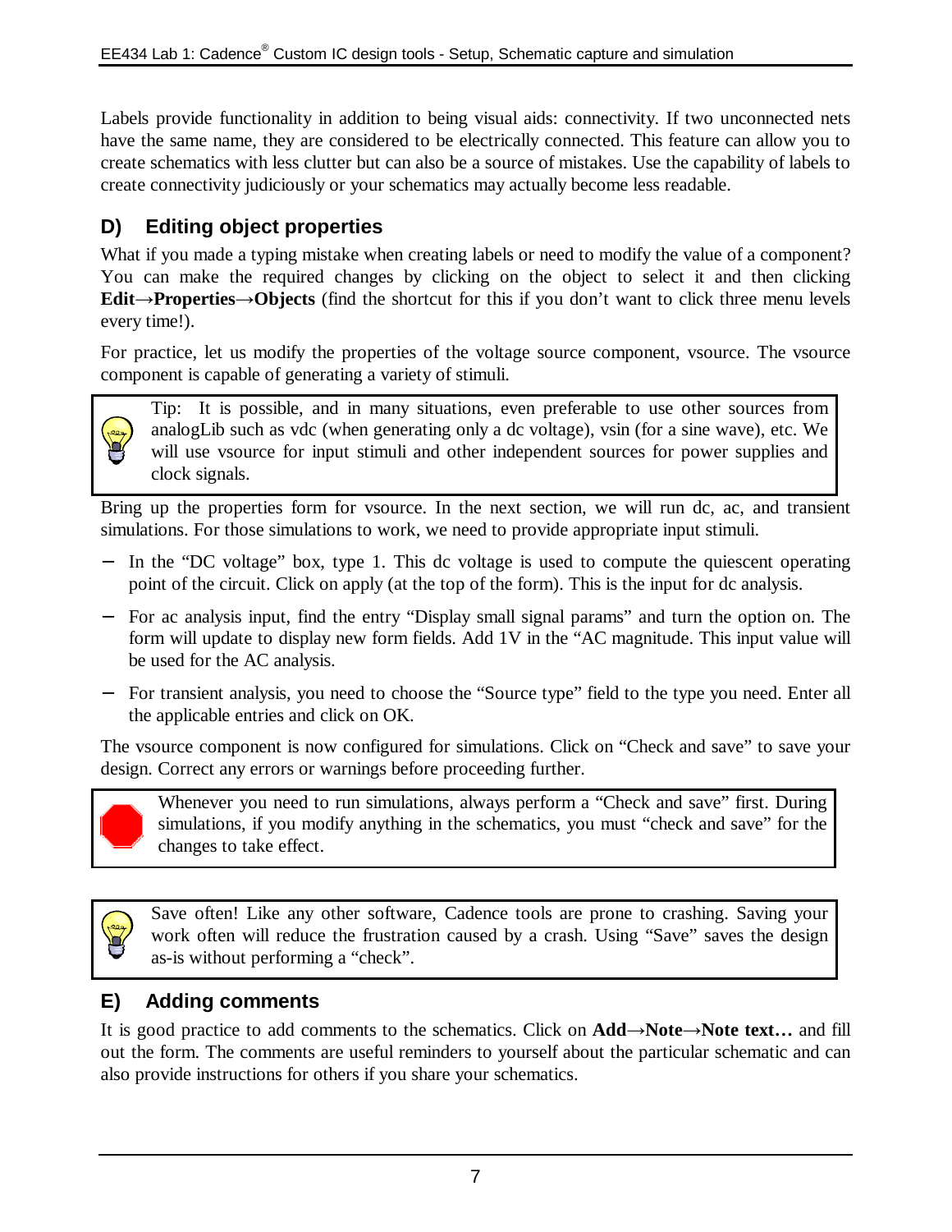Labels provide functionality in addition to being visual aids: connectivity. If two unconnected nets have the same name, they are considered to be electrically connected. This feature can allow you to create schematics with less clutter but can also be a source of mistakes. Use the capability of labels to create connectivity judiciously or your schematics may actually become less readable.

## D) Editing object properties

What if you made a typing mistake when creating labels or need to modify the value of a component? You can make the required changes by clicking on the object to select it and then clicking **Edit→Properties→Objects** (find the shortcut for this if you don't want to click three menu levels every time!).

For practice, let us modify the properties of the voltage source component, vsource. The vsource component is capable of generating a variety of stimuli.

> Tip: It is possible, and in many situations, even preferable to use other sources from analogLib such as vdc (when generating only a dc voltage), vsin (for a sine wave), etc. We will use vsource for input stimuli and other independent sources for power supplies and clock signals.

Bring up the properties form for vsource. In the next section, we will run dc, ac, and transient simulations. For those simulations to work, we need to provide appropriate input stimuli.

- In the "DC voltage" box, type 1. This dc voltage is used to compute the quiescent operating point of the circuit. Click on apply (at the top of the form). This is the input for dc analysis.
- For ac analysis input, find the entry "Display small signal params" and turn the option on. The form will update to display new form fields. Add 1V in the "AC magnitude. This input value will be used for the AC analysis.
- For transient analysis, you need to choose the "Source type" field to the type you need. Enter all the applicable entries and click on OK.

The vsource component is now configured for simulations. Click on "Check and save" to save your design. Correct any errors or warnings before proceeding further.

> Whenever you need to run simulations, always perform a "Check and save" first. During simulations, if you modify anything in the schematics, you must "check and save" for the changes to take effect.

> Save often! Like any other software, Cadence tools are prone to crashing. Saving your work often will reduce the frustration caused by a crash. Using "Save" saves the design as-is without performing a "check".

## E) Adding comments

It is good practice to add comments to the schematics. Click on **Add→Note→Note text…** and fill out the form. The comments are useful reminders to yourself about the particular schematic and can also provide instructions for others if you share your schematics.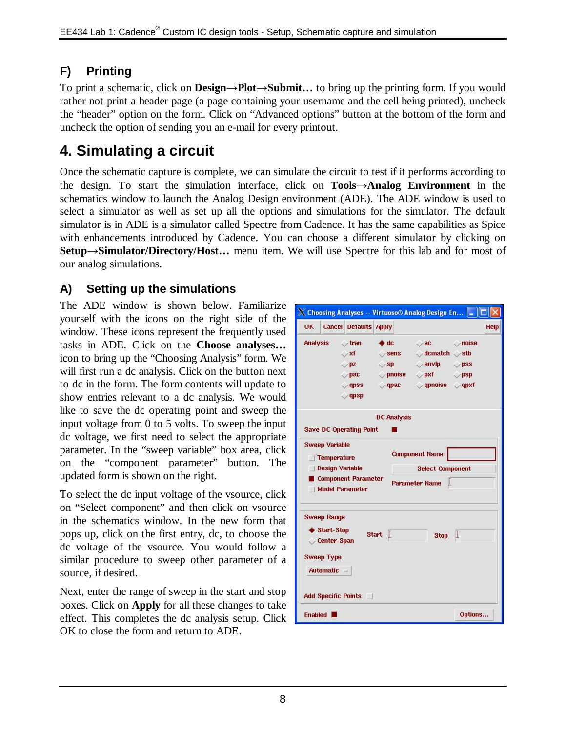## F) Printing

To print a schematic, click on **Design→Plot→Submit…** to bring up the printing form. If you would rather not print a header page (a page containing your username and the cell being printed), uncheck the "header" option on the form. Click on "Advanced options" button at the bottom of the form and uncheck the option of sending you an e-mail for every printout.

# 4. Simulating a circuit

Once the schematic capture is complete, we can simulate the circuit to test if it performs according to the design. To start the simulation interface, click on **Tools→Analog Environment** in the schematics window to launch the Analog Design environment (ADE). The ADE window is used to select a simulator as well as set up all the options and simulations for the simulator. The default simulator is in ADE is a simulator called Spectre from Cadence. It has the same capabilities as Spice with enhancements introduced by Cadence. You can choose a different simulator by clicking on **Setup→Simulator/Directory/Host…** menu item. We will use Spectre for this lab and for most of our analog simulations.

## A) Setting up the simulations

The ADE window is shown below. Familiarize yourself with the icons on the right side of the window. These icons represent the frequently used tasks in ADE. Click on the **Choose analyses…** icon to bring up the "Choosing Analysis" form. We will first run a dc analysis. Click on the button next to dc in the form. The form contents will update to show entries relevant to a dc analysis. We would like to save the dc operating point and sweep the input voltage from 0 to 5 volts. To sweep the input dc voltage, we first need to select the appropriate parameter. In the "sweep variable" box area, click on the "component parameter" button. The updated form is shown on the right.

To select the dc input voltage of the vsource, click on "Select component" and then click on vsource in the schematics window. In the new form that pops up, click on the first entry, dc, to choose the dc voltage of the vsource. You would follow a similar procedure to sweep other parameter of a source, if desired.

Next, enter the range of sweep in the start and stop boxes. Click on **Apply** for all these changes to take effect. This completes the dc analysis setup. Click OK to close the form and return to ADE.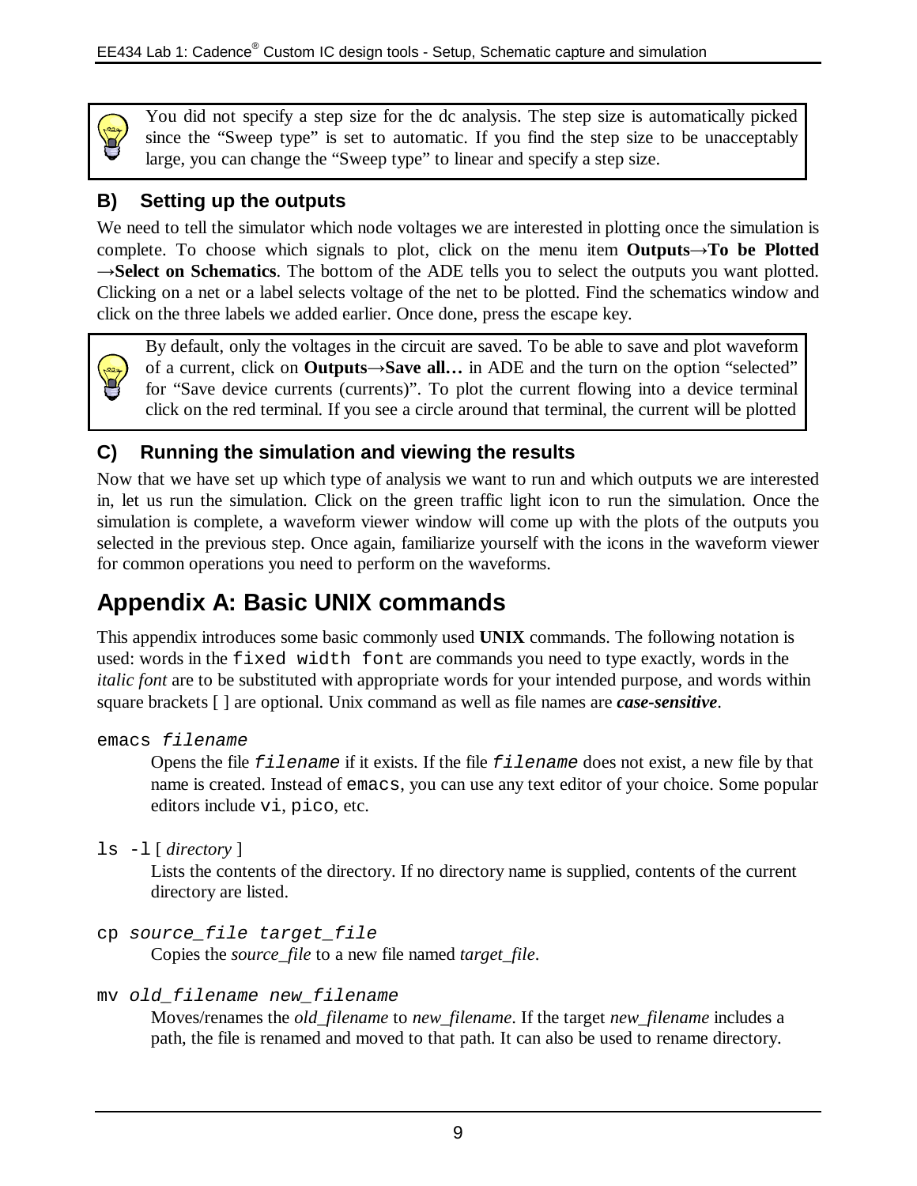> You did not specify a step size for the dc analysis. The step size is automatically picked since the "Sweep type" is set to automatic. If you find the step size to be unacceptably large, you can change the "Sweep type" to linear and specify a step size.

### B) Setting up the outputs

We need to tell the simulator which node voltages we are interested in plotting once the simulation is complete. To choose which signals to plot, click on the menu item **Outputs→To be Plotted →Select on Schematics**. The bottom of the ADE tells you to select the outputs you want plotted. Clicking on a net or a label selects voltage of the net to be plotted. Find the schematics window and click on the three labels we added earlier. Once done, press the escape key.

> By default, only the voltages in the circuit are saved. To be able to save and plot waveform of a current, click on **Outputs→Save all…** in ADE and the turn on the option "selected" for "Save device currents (currents)". To plot the current flowing into a device terminal click on the red terminal. If you see a circle around that terminal, the current will be plotted

### C) Running the simulation and viewing the results

Now that we have set up which type of analysis we want to run and which outputs we are interested in, let us run the simulation. Click on the green traffic light icon to run the simulation. Once the simulation is complete, a waveform viewer window will come up with the plots of the outputs you selected in the previous step. Once again, familiarize yourself with the icons in the waveform viewer for common operations you need to perform on the waveforms.

## Appendix A: Basic UNIX commands

This appendix introduces some basic commonly used **UNIX** commands. The following notation is used: words in the `fixed width font` are commands you need to type exactly, words in the *italic font* are to be substituted with appropriate words for your intended purpose, and words within square brackets [ ] are optional. Unix command as well as file names are ***case-sensitive***.

`emacs` *`filename`*

Opens the file *`filename`* if it exists. If the file *`filename`* does not exist, a new file by that name is created. Instead of `emacs`, you can use any text editor of your choice. Some popular editors include `vi`, `pico`, etc.

`ls -l` [ *directory* ]

Lists the contents of the directory. If no directory name is supplied, contents of the current directory are listed.

`cp` *`source_file target_file`*

Copies the *source_file* to a new file named *target_file*.

`mv` *`old_filename new_filename`*

Moves/renames the *old_filename* to *new_filename*. If the target *new_filename* includes a path, the file is renamed and moved to that path. It can also be used to rename directory.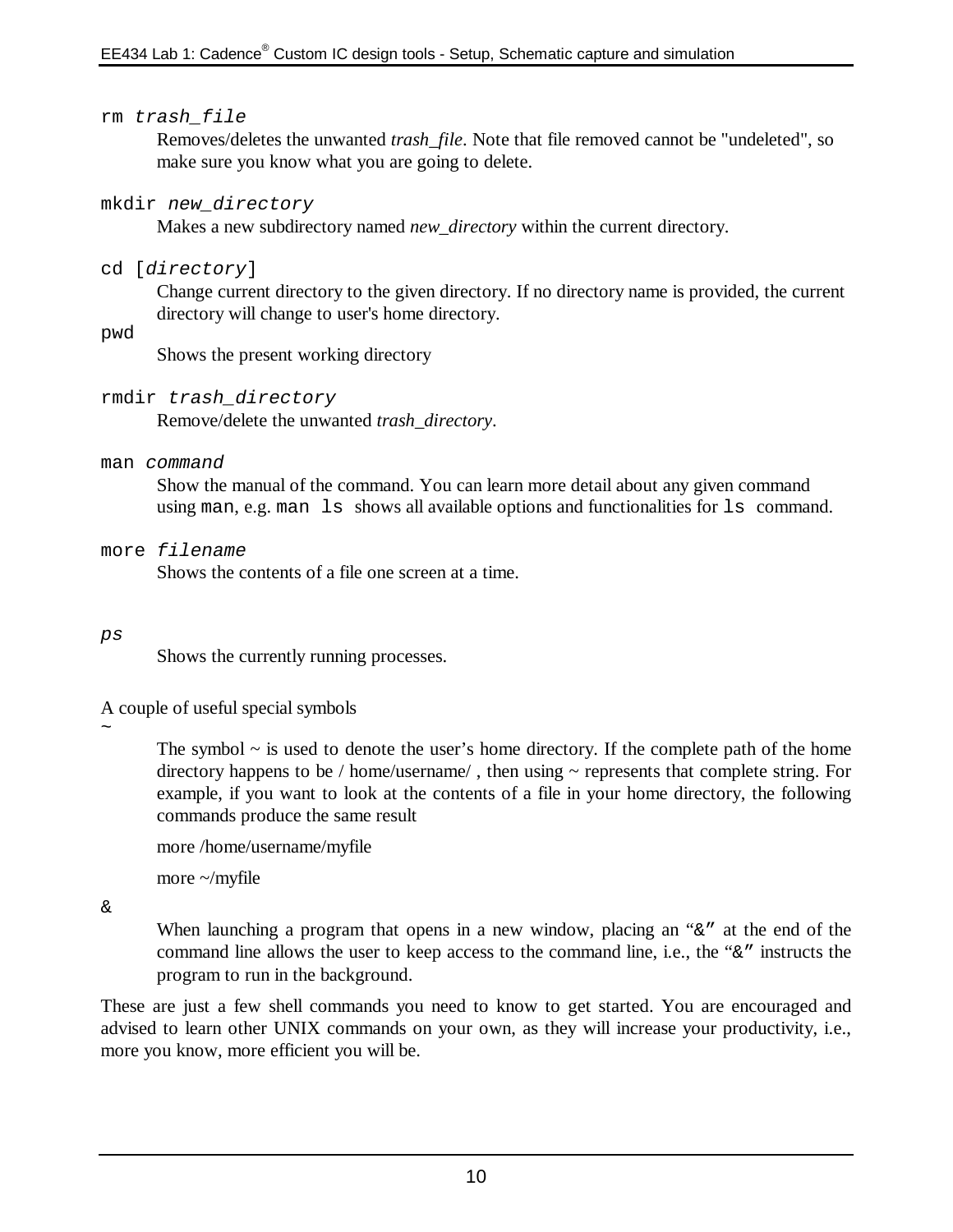`rm` *`trash_file`*

Removes/deletes the unwanted *trash_file*. Note that file removed cannot be "undeleted", so make sure you know what you are going to delete.

`mkdir` *`new_directory`*

Makes a new subdirectory named *new_directory* within the current directory.

`cd [`*`directory`*`]`

Change current directory to the given directory. If no directory name is provided, the current directory will change to user's home directory.

`pwd`

Shows the present working directory

`rmdir` *`trash_directory`*

Remove/delete the unwanted *trash_directory*.

`man` *`command`*

Show the manual of the command. You can learn more detail about any given command using `man`, e.g. `man ls` shows all available options and functionalities for `ls` command.

`more` *`filename`*

Shows the contents of a file one screen at a time.

*`ps`*

Shows the currently running processes.

A couple of useful special symbols

`~`

The symbol ~ is used to denote the user's home directory. If the complete path of the home directory happens to be / home/username/ , then using ~ represents that complete string. For example, if you want to look at the contents of a file in your home directory, the following commands produce the same result

more /home/username/myfile

more ~/myfile

`&`

When launching a program that opens in a new window, placing an "&" at the end of the command line allows the user to keep access to the command line, i.e., the "&" instructs the program to run in the background.

These are just a few shell commands you need to know to get started. You are encouraged and advised to learn other UNIX commands on your own, as they will increase your productivity, i.e., more you know, more efficient you will be.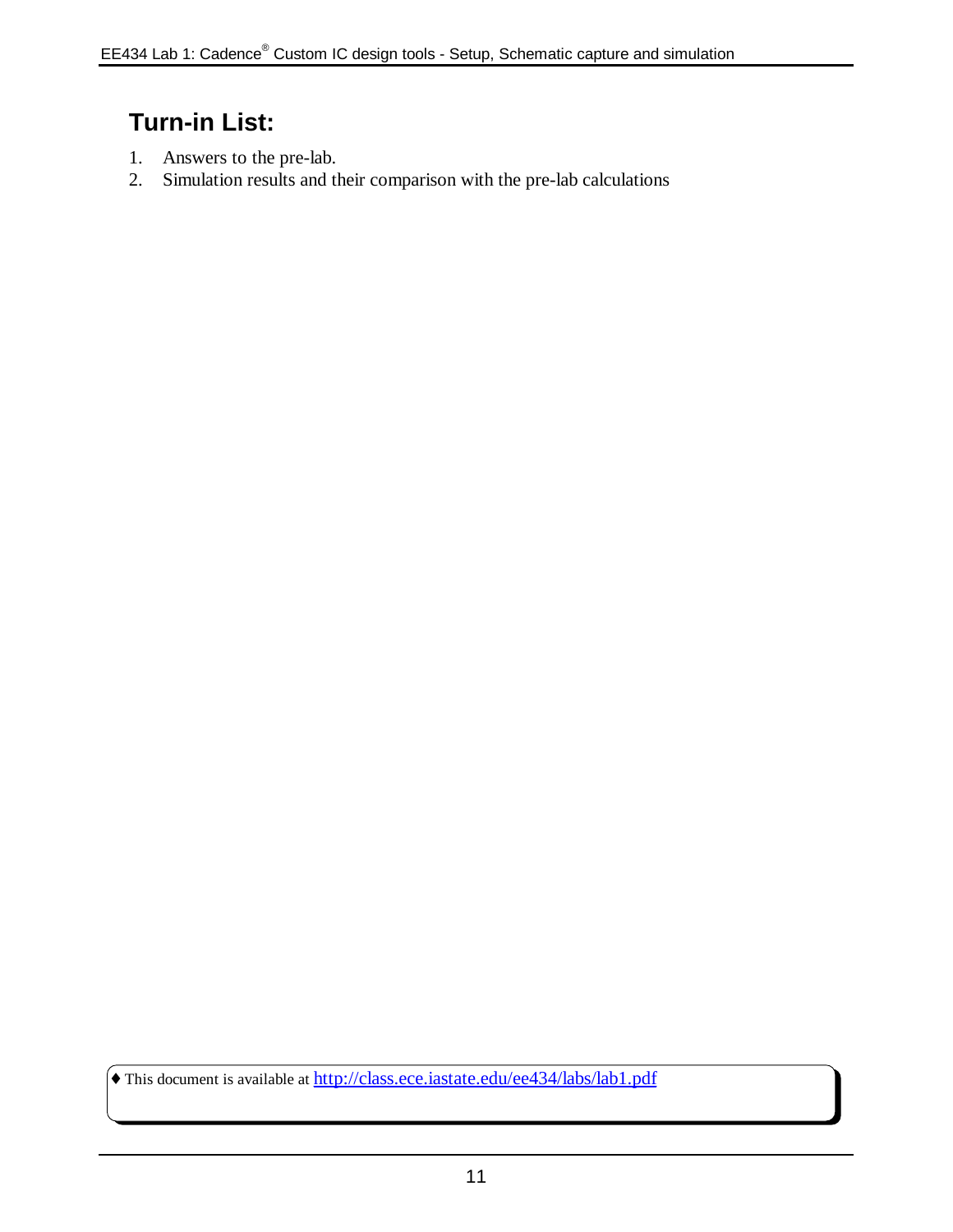## Turn-in List:

1. Answers to the pre-lab.
2. Simulation results and their comparison with the pre-lab calculations

♦ This document is available at http://class.ece.iastate.edu/ee434/labs/lab1.pdf